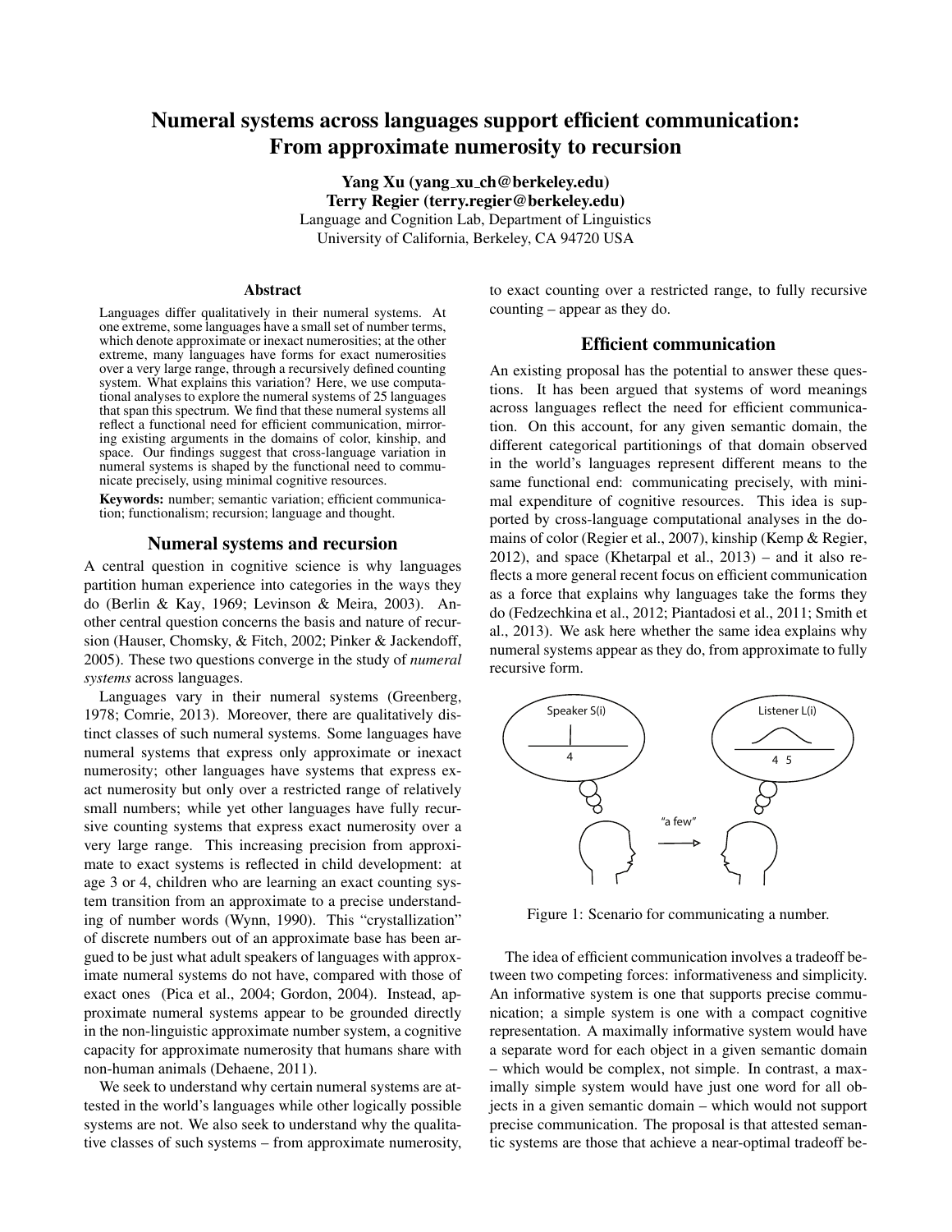# Numeral systems across languages support efficient communication: From approximate numerosity to recursion

**Yang Xu (yang_xu_ch@berkeley.edu)**
**Terry Regier (terry.regier@berkeley.edu)**
Language and Cognition Lab, Department of Linguistics
University of California, Berkeley, CA 94720 USA

## Abstract

Languages differ qualitatively in their numeral systems. At one extreme, some languages have a small set of number terms, which denote approximate or inexact numerosities; at the other extreme, many languages have forms for exact numerosities over a very large range, through a recursively defined counting system. What explains this variation? Here, we use computational analyses to explore the numeral systems of 25 languages that span this spectrum. We find that these numeral systems all reflect a functional need for efficient communication, mirroring existing arguments in the domains of color, kinship, and space. Our findings suggest that cross-language variation in numeral systems is shaped by the functional need to communicate precisely, using minimal cognitive resources.

**Keywords:** number; semantic variation; efficient communication; functionalism; recursion; language and thought.

## Numeral systems and recursion

A central question in cognitive science is why languages partition human experience into categories in the ways they do (Berlin & Kay, 1969; Levinson & Meira, 2003). Another central question concerns the basis and nature of recursion (Hauser, Chomsky, & Fitch, 2002; Pinker & Jackendoff, 2005). These two questions converge in the study of *numeral systems* across languages.

Languages vary in their numeral systems (Greenberg, 1978; Comrie, 2013). Moreover, there are qualitatively distinct classes of such numeral systems. Some languages have numeral systems that express only approximate or inexact numerosity; other languages have systems that express exact numerosity but only over a restricted range of relatively small numbers; while yet other languages have fully recursive counting systems that express exact numerosity over a very large range. This increasing precision from approximate to exact systems is reflected in child development: at age 3 or 4, children who are learning an exact counting system transition from an approximate to a precise understanding of number words (Wynn, 1990). This "crystallization" of discrete numbers out of an approximate base has been argued to be just what adult speakers of languages with approximate numeral systems do not have, compared with those of exact ones (Pica et al., 2004; Gordon, 2004). Instead, approximate numeral systems appear to be grounded directly in the non-linguistic approximate number system, a cognitive capacity for approximate numerosity that humans share with non-human animals (Dehaene, 2011).

We seek to understand why certain numeral systems are attested in the world's languages while other logically possible systems are not. We also seek to understand why the qualitative classes of such systems – from approximate numerosity, to exact counting over a restricted range, to fully recursive counting – appear as they do.

## Efficient communication

An existing proposal has the potential to answer these questions. It has been argued that systems of word meanings across languages reflect the need for efficient communication. On this account, for any given semantic domain, the different categorical partitionings of that domain observed in the world's languages represent different means to the same functional end: communicating precisely, with minimal expenditure of cognitive resources. This idea is supported by cross-language computational analyses in the domains of color (Regier et al., 2007), kinship (Kemp & Regier, 2012), and space (Khetarpal et al., 2013) – and it also reflects a more general recent focus on efficient communication as a force that explains why languages take the forms they do (Fedzechkina et al., 2012; Piantadosi et al., 2011; Smith et al., 2013). We ask here whether the same idea explains why numeral systems appear as they do, from approximate to fully recursive form.

Speaker S(i)
4
Listener L(i)
4 5
"a few"

Figure 1: Scenario for communicating a number.

The idea of efficient communication involves a tradeoff between two competing forces: informativeness and simplicity. An informative system is one that supports precise communication; a simple system is one with a compact cognitive representation. A maximally informative system would have a separate word for each object in a given semantic domain – which would be complex, not simple. In contrast, a maximally simple system would have just one word for all objects in a given semantic domain – which would not support precise communication. The proposal is that attested semantic systems are those that achieve a near-optimal tradeoff be-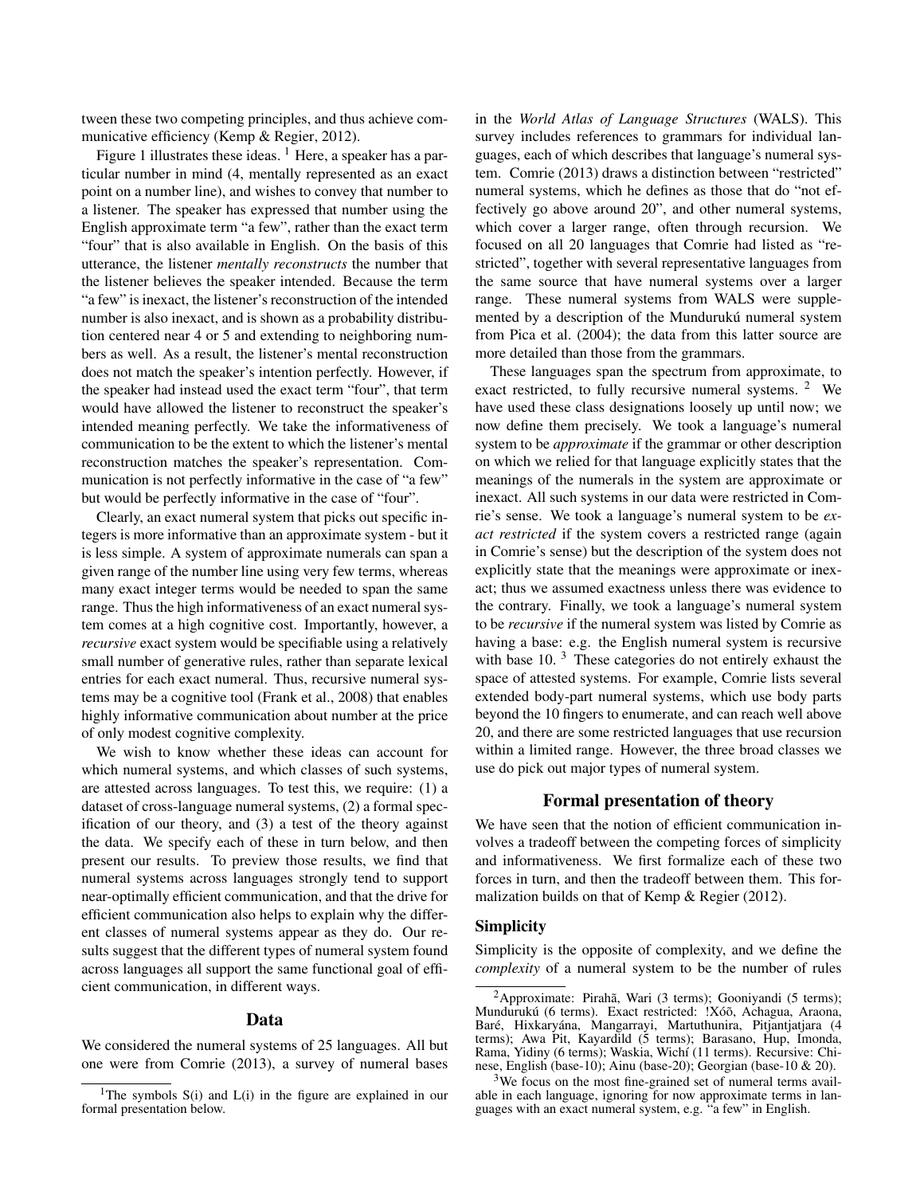tween these two competing principles, and thus achieve communicative efficiency (Kemp & Regier, 2012).

Figure 1 illustrates these ideas. [1] Here, a speaker has a particular number in mind (4, mentally represented as an exact point on a number line), and wishes to convey that number to a listener. The speaker has expressed that number using the English approximate term "a few", rather than the exact term "four" that is also available in English. On the basis of this utterance, the listener *mentally reconstructs* the number that the listener believes the speaker intended. Because the term "a few" is inexact, the listener's reconstruction of the intended number is also inexact, and is shown as a probability distribution centered near 4 or 5 and extending to neighboring numbers as well. As a result, the listener's mental reconstruction does not match the speaker's intention perfectly. However, if the speaker had instead used the exact term "four", that term would have allowed the listener to reconstruct the speaker's intended meaning perfectly. We take the informativeness of communication to be the extent to which the listener's mental reconstruction matches the speaker's representation. Communication is not perfectly informative in the case of "a few" but would be perfectly informative in the case of "four".

Clearly, an exact numeral system that picks out specific integers is more informative than an approximate system - but it is less simple. A system of approximate numerals can span a given range of the number line using very few terms, whereas many exact integer terms would be needed to span the same range. Thus the high informativeness of an exact numeral system comes at a high cognitive cost. Importantly, however, a *recursive* exact system would be specifiable using a relatively small number of generative rules, rather than separate lexical entries for each exact numeral. Thus, recursive numeral systems may be a cognitive tool (Frank et al., 2008) that enables highly informative communication about number at the price of only modest cognitive complexity.

We wish to know whether these ideas can account for which numeral systems, and which classes of such systems, are attested across languages. To test this, we require: (1) a dataset of cross-language numeral systems, (2) a formal specification of our theory, and (3) a test of the theory against the data. We specify each of these in turn below, and then present our results. To preview those results, we find that numeral systems across languages strongly tend to support near-optimally efficient communication, and that the drive for efficient communication also helps to explain why the different classes of numeral systems appear as they do. Our results suggest that the different types of numeral system found across languages all support the same functional goal of efficient communication, in different ways.

## Data

We considered the numeral systems of 25 languages. All but one were from Comrie (2013), a survey of numeral bases in the *World Atlas of Language Structures* (WALS). This survey includes references to grammars for individual languages, each of which describes that language's numeral system. Comrie (2013) draws a distinction between "restricted" numeral systems, which he defines as those that do "not effectively go above around 20", and other numeral systems, which cover a larger range, often through recursion. We focused on all 20 languages that Comrie had listed as "restricted", together with several representative languages from the same source that have numeral systems over a larger range. These numeral systems from WALS were supplemented by a description of the Mundurukú numeral system from Pica et al. (2004); the data from this latter source are more detailed than those from the grammars.

These languages span the spectrum from approximate, to exact restricted, to fully recursive numeral systems. [2] We have used these class designations loosely up until now; we now define them precisely. We took a language's numeral system to be *approximate* if the grammar or other description on which we relied for that language explicitly states that the meanings of the numerals in the system are approximate or inexact. All such systems in our data were restricted in Comrie's sense. We took a language's numeral system to be *exact restricted* if the system covers a restricted range (again in Comrie's sense) but the description of the system does not explicitly state that the meanings were approximate or inexact; thus we assumed exactness unless there was evidence to the contrary. Finally, we took a language's numeral system to be *recursive* if the numeral system was listed by Comrie as having a base: e.g. the English numeral system is recursive with base 10. [3] These categories do not entirely exhaust the space of attested systems. For example, Comrie lists several extended body-part numeral systems, which use body parts beyond the 10 fingers to enumerate, and can reach well above 20, and there are some restricted languages that use recursion within a limited range. However, the three broad classes we use do pick out major types of numeral system.

## Formal presentation of theory

We have seen that the notion of efficient communication involves a tradeoff between the competing forces of simplicity and informativeness. We first formalize each of these two forces in turn, and then the tradeoff between them. This formalization builds on that of Kemp & Regier (2012).

### Simplicity

Simplicity is the opposite of complexity, and we define the *complexity* of a numeral system to be the number of rules

---

[1] The symbols S(i) and L(i) in the figure are explained in our formal presentation below.

[2] Approximate: Pirahã, Wari (3 terms); Gooniyandi (5 terms); Mundurukú (6 terms). Exact restricted: !Xóõ, Achagua, Araona, Baré, Hixkaryána, Mangarrayi, Martuthunira, Pitjantjatjara (4 terms); Awa Pit, Kayardild (5 terms); Barasano, Hup, Imonda, Rama, Yidiny (6 terms); Waskia, Wichí (11 terms). Recursive: Chinese, English (base-10); Ainu (base-20); Georgian (base-10 & 20).

[3] We focus on the most fine-grained set of numeral terms available in each language, ignoring for now approximate terms in languages with an exact numeral system, e.g. "a few" in English.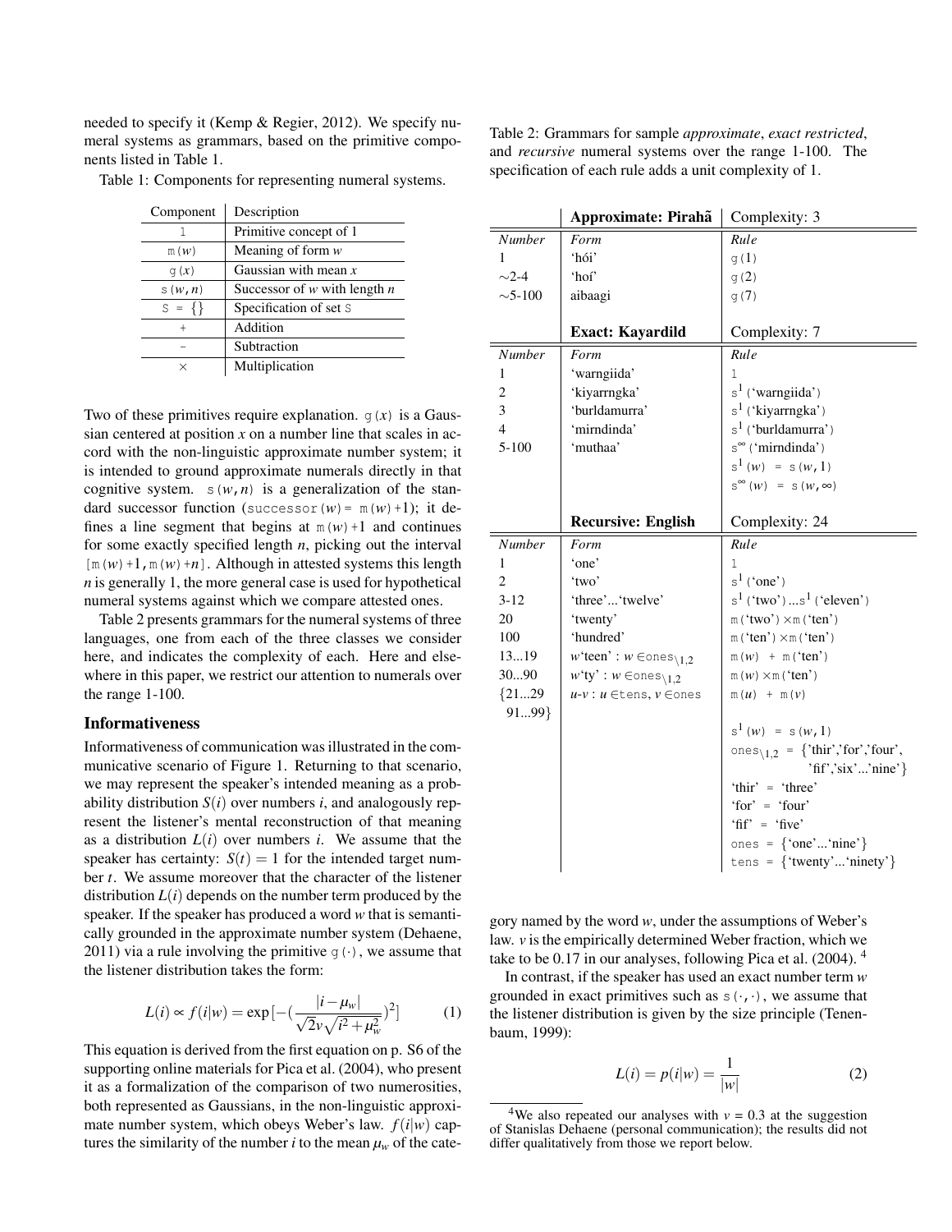needed to specify it (Kemp & Regier, 2012). We specify numeral systems as grammars, based on the primitive components listed in Table 1.

Table 1: Components for representing numeral systems.

| Component | Description |
|---|---|
| `1` | Primitive concept of 1 |
| `m(w)` | Meaning of form *w* |
| `g(x)` | Gaussian with mean *x* |
| `s(w,n)` | Successor of *w* with length *n* |
| `S = {}` | Specification of set `S` |
| `+` | Addition |
| `-` | Subtraction |
| `×` | Multiplication |

Two of these primitives require explanation. `g(x)` is a Gaussian centered at position *x* on a number line that scales in accord with the non-linguistic approximate number system; it is intended to ground approximate numerals directly in that cognitive system. `s(w,n)` is a generalization of the standard successor function (`successor(w)= m(w)+1`); it defines a line segment that begins at `m(w)+1` and continues for some exactly specified length *n*, picking out the interval `[m(w)+1,m(w)+n]`. Although in attested systems this length *n* is generally 1, the more general case is used for hypothetical numeral systems against which we compare attested ones.

Table 2 presents grammars for the numeral systems of three languages, one from each of the three classes we consider here, and indicates the complexity of each. Here and elsewhere in this paper, we restrict our attention to numerals over the range 1-100.

Table 2: Grammars for sample *approximate*, *exact restricted*, and *recursive* numeral systems over the range 1-100. The specification of each rule adds a unit complexity of 1.

| | **Approximate: Pirahã** | Complexity: 3 |
|---|---|---|
| *Number* | *Form* | *Rule* |
| 1 | 'hói' | `g(1)` |
| ~2-4 | 'hoí' | `g(2)` |
| ~5-100 | aibaagi | `g(7)` |
| | **Exact: Kayardild** | Complexity: 7 |
| *Number* | *Form* | *Rule* |
| 1 | 'warngiida' | `1` |
| 2 | 'kiyarrngka' | $s^1$('warngiida') |
| 3 | 'burldamurra' | $s^1$('kiyarrngka') |
| 4 | 'mirndinda' | $s^1$('burldamurra') |
| 5-100 | 'muthaa' | $s^\infty$('mirndinda') |
| | | $s^1(w)$ = $s(w,1)$ |
| | | $s^\infty(w)$ = $s(w,\infty)$ |
| | **Recursive: English** | Complexity: 24 |
| *Number* | *Form* | *Rule* |
| 1 | 'one' | `1` |
| 2 | 'two' | $s^1$('one') |
| 3-12 | 'three'...'twelve' | $s^1$('two')...$s^1$('eleven') |
| 20 | 'twenty' | m('two')×m('ten') |
| 100 | 'hundred' | m('ten')×m('ten') |
| 13...19 | *w*'teen' : $w \in$ ones$_{\setminus 1,2}$ | m(*w*) + m('ten') |
| 30...90 | *w*'ty' : $w \in$ ones$_{\setminus 1,2}$ | m(*w*)×m('ten') |
| {21...29 91...99} | *u-v* : $u \in$ tens, $v \in$ ones | m(*u*) + m(*v*) |
| | | $s^1(w)$ = $s(w,1)$ |
| | | ones$_{\setminus 1,2}$ = {'thir','for','four', 'fif','six'...'nine'} |
| | | 'thir' = 'three' |
| | | 'for' = 'four' |
| | | 'fif' = 'five' |
| | | ones = {'one'...'nine'} |
| | | tens = {'twenty'...'ninety'} |

## Informativeness

Informativeness of communication was illustrated in the communicative scenario of Figure 1. Returning to that scenario, we may represent the speaker's intended meaning as a probability distribution $S(i)$ over numbers $i$, and analogously represent the listener's mental reconstruction of that meaning as a distribution $L(i)$ over numbers $i$. We assume that the speaker has certainty: $S(t) = 1$ for the intended target number $t$. We assume moreover that the character of the listener distribution $L(i)$ depends on the number term produced by the speaker. If the speaker has produced a word $w$ that is semantically grounded in the approximate number system (Dehaene, 2011) via a rule involving the primitive `g(·)`, we assume that the listener distribution takes the form:

$$L(i) \propto f(i|w) = \exp[-(\frac{|i-\mu_w|}{\sqrt{2}v\sqrt{i^2+\mu_w^2}})^2] \quad (1)$$

This equation is derived from the first equation on p. S6 of the supporting online materials for Pica et al. (2004), who present it as a formalization of the comparison of two numerosities, both represented as Gaussians, in the non-linguistic approximate number system, which obeys Weber's law. $f(i|w)$ captures the similarity of the number $i$ to the mean $\mu_w$ of the category named by the word $w$, under the assumptions of Weber's law. $v$ is the empirically determined Weber fraction, which we take to be 0.17 in our analyses, following Pica et al. (2004). [4]

In contrast, if the speaker has used an exact number term $w$ grounded in exact primitives such as `s(·,·)`, we assume that the listener distribution is given by the size principle (Tenenbaum, 1999):

$$L(i) = p(i|w) = \frac{1}{|w|} \quad (2)$$

[4] We also repeated our analyses with $v$ = 0.3 at the suggestion of Stanislas Dehaene (personal communication); the results did not differ qualitatively from those we report below.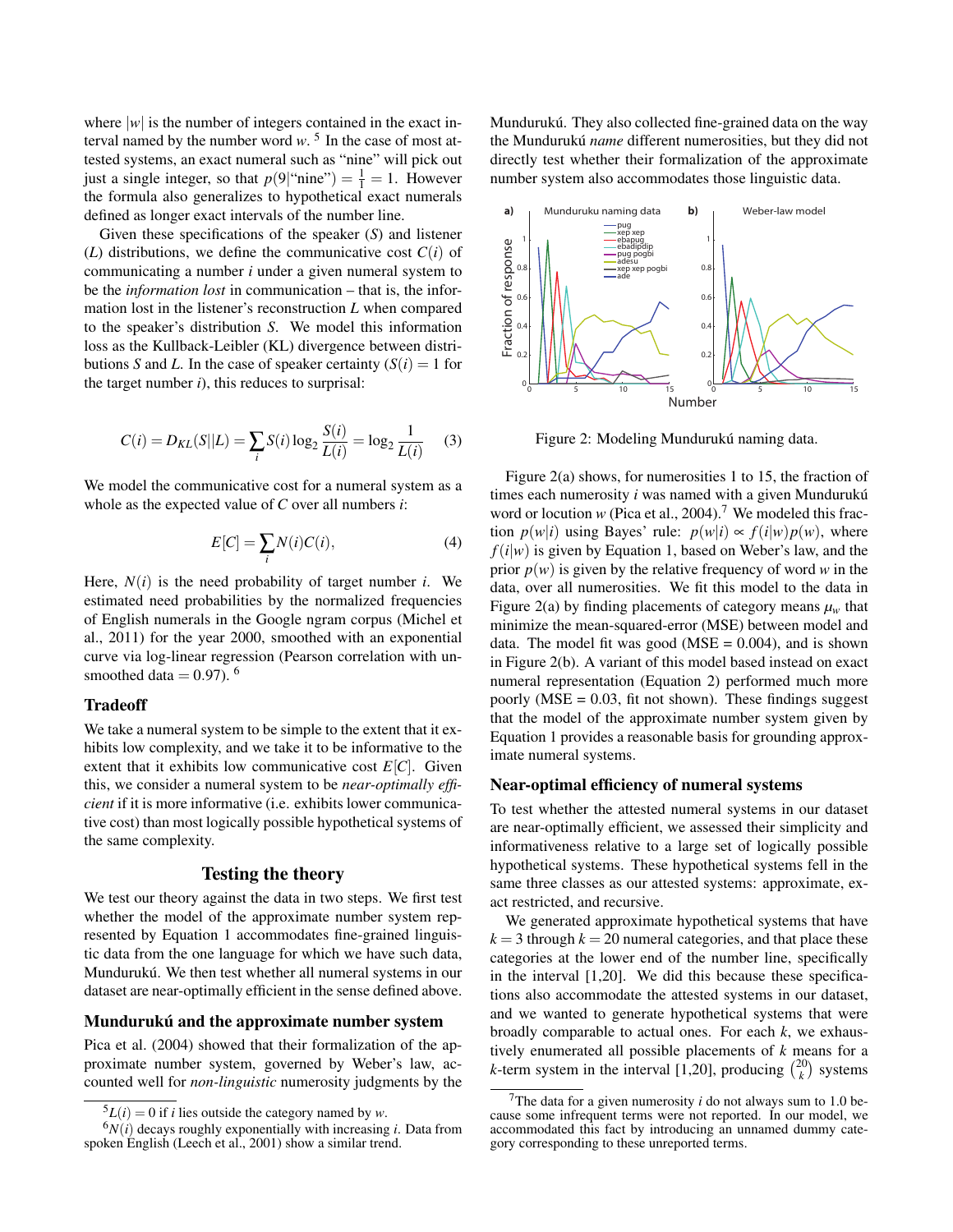where $|w|$ is the number of integers contained in the exact interval named by the number word $w$. [5] In the case of most attested systems, an exact numeral such as "nine" will pick out just a single integer, so that $p(9|\text{"nine"}) = \frac{1}{1} = 1$. However the formula also generalizes to hypothetical exact numerals defined as longer exact intervals of the number line.

Given these specifications of the speaker ($S$) and listener ($L$) distributions, we define the communicative cost $C(i)$ of communicating a number $i$ under a given numeral system to be the *information lost* in communication – that is, the information lost in the listener's reconstruction $L$ when compared to the speaker's distribution $S$. We model this information loss as the Kullback-Leibler (KL) divergence between distributions $S$ and $L$. In the case of speaker certainty ($S(i) = 1$ for the target number $i$), this reduces to surprisal:

$$C(i) = D_{KL}(S||L) = \sum_i S(i) \log_2 \frac{S(i)}{L(i)} = \log_2 \frac{1}{L(i)} \quad (3)$$

We model the communicative cost for a numeral system as a whole as the expected value of $C$ over all numbers $i$:

$$E[C] = \sum_i N(i)C(i), \quad (4)$$

Here, $N(i)$ is the need probability of target number $i$. We estimated need probabilities by the normalized frequencies of English numerals in the Google ngram corpus (Michel et al., 2011) for the year 2000, smoothed with an exponential curve via log-linear regression (Pearson correlation with unsmoothed data = 0.97). [6]

### Tradeoff

We take a numeral system to be simple to the extent that it exhibits low complexity, and we take it to be informative to the extent that it exhibits low communicative cost $E[C]$. Given this, we consider a numeral system to be *near-optimally efficient* if it is more informative (i.e. exhibits lower communicative cost) than most logically possible hypothetical systems of the same complexity.

## Testing the theory

We test our theory against the data in two steps. We first test whether the model of the approximate number system represented by Equation 1 accommodates fine-grained linguistic data from the one language for which we have such data, Mundurukú. We then test whether all numeral systems in our dataset are near-optimally efficient in the sense defined above.

### Mundurukú and the approximate number system

Pica et al. (2004) showed that their formalization of the approximate number system, governed by Weber's law, accounted well for *non-linguistic* numerosity judgments by the Mundurukú. They also collected fine-grained data on the way the Mundurukú *name* different numerosities, but they did not directly test whether their formalization of the approximate number system also accommodates those linguistic data.

Figure 2: Modeling Mundurukú naming data.

Figure 2(a) shows, for numerosities 1 to 15, the fraction of times each numerosity $i$ was named with a given Mundurukú word or locution $w$ (Pica et al., 2004).[7] We modeled this fraction $p(w|i)$ using Bayes' rule: $p(w|i) \propto f(i|w)p(w)$, where $f(i|w)$ is given by Equation 1, based on Weber's law, and the prior $p(w)$ is given by the relative frequency of word $w$ in the data, over all numerosities. We fit this model to the data in Figure 2(a) by finding placements of category means $\mu_w$ that minimize the mean-squared-error (MSE) between model and data. The model fit was good (MSE = 0.004), and is shown in Figure 2(b). A variant of this model based instead on exact numeral representation (Equation 2) performed much more poorly (MSE = 0.03, fit not shown). These findings suggest that the model of the approximate number system given by Equation 1 provides a reasonable basis for grounding approximate numeral systems.

### Near-optimal efficiency of numeral systems

To test whether the attested numeral systems in our dataset are near-optimally efficient, we assessed their simplicity and informativeness relative to a large set of logically possible hypothetical systems. These hypothetical systems fell in the same three classes as our attested systems: approximate, exact restricted, and recursive.

We generated approximate hypothetical systems that have $k = 3$ through $k = 20$ numeral categories, and that place these categories at the lower end of the number line, specifically in the interval [1,20]. We did this because these specifications also accommodate the attested systems in our dataset, and we wanted to generate hypothetical systems that were broadly comparable to actual ones. For each $k$, we exhaustively enumerated all possible placements of $k$ means for a $k$-term system in the interval [1,20], producing $\binom{20}{k}$ systems

---

[5] $L(i) = 0$ if $i$ lies outside the category named by $w$.

[6] $N(i)$ decays roughly exponentially with increasing $i$. Data from spoken English (Leech et al., 2001) show a similar trend.

[7] The data for a given numerosity $i$ do not always sum to 1.0 because some infrequent terms were not reported. In our model, we accommodated this fact by introducing an unnamed dummy category corresponding to these unreported terms.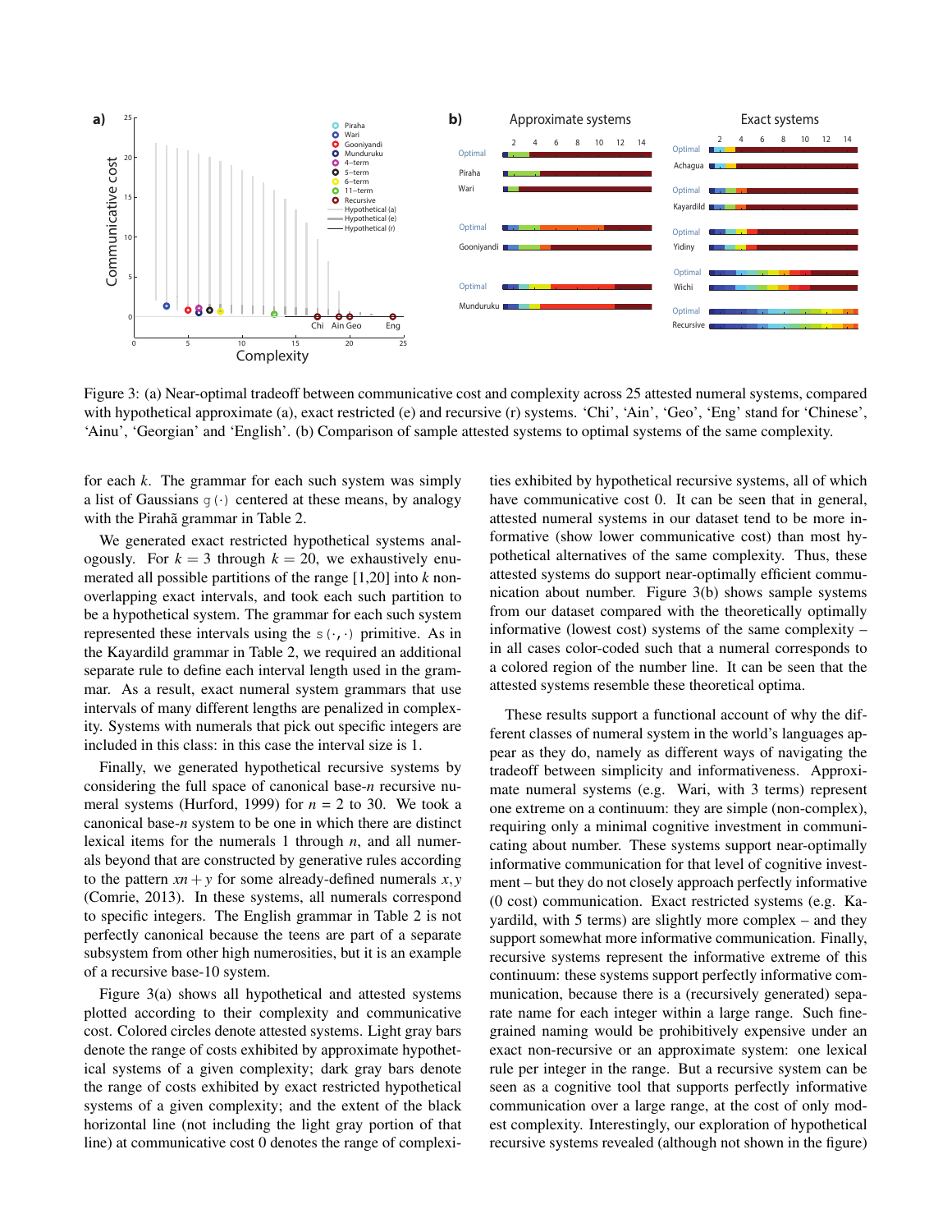a)

Communicative cost

25
20
15
10
5
0

0
5
10
15
20
25

Complexity

Chi Ain Geo Eng

Piraha
Wari
Gooniyandi
Munduruku
4–term
5–term
6–term
11–term
Recursive
Hypothetical (a)
Hypothetical (e)
Hypothetical (r)

b)

Approximate systems

2 4 6 8 10 12 14

Optimal
Piraha
Wari

Optimal
Gooniyandi

Optimal
Munduruku

Exact systems

2 4 6 8 10 12 14

Optimal
Achagua

Optimal
Kayardild

Optimal
Yidiny

Optimal
Wichi

Optimal
Recursive

Figure 3: (a) Near-optimal tradeoff between communicative cost and complexity across 25 attested numeral systems, compared with hypothetical approximate (a), exact restricted (e) and recursive (r) systems. 'Chi', 'Ain', 'Geo', 'Eng' stand for 'Chinese', 'Ainu', 'Georgian' and 'English'. (b) Comparison of sample attested systems to optimal systems of the same complexity.

for each $k$. The grammar for each such system was simply a list of Gaussians `g(·)` centered at these means, by analogy with the Pirahã grammar in Table 2.

We generated exact restricted hypothetical systems analogously. For $k = 3$ through $k = 20$, we exhaustively enumerated all possible partitions of the range [1,20] into $k$ non-overlapping exact intervals, and took each such partition to be a hypothetical system. The grammar for each such system represented these intervals using the `s(·,·)` primitive. As in the Kayardild grammar in Table 2, we required an additional separate rule to define each interval length used in the grammar. As a result, exact numeral system grammars that use intervals of many different lengths are penalized in complexity. Systems with numerals that pick out specific integers are included in this class: in this case the interval size is 1.

Finally, we generated hypothetical recursive systems by considering the full space of canonical base-$n$ recursive numeral systems (Hurford, 1999) for $n$ = 2 to 30. We took a canonical base-$n$ system to be one in which there are distinct lexical items for the numerals 1 through $n$, and all numerals beyond that are constructed by generative rules according to the pattern $xn + y$ for some already-defined numerals $x, y$ (Comrie, 2013). In these systems, all numerals correspond to specific integers. The English grammar in Table 2 is not perfectly canonical because the teens are part of a separate subsystem from other high numerosities, but it is an example of a recursive base-10 system.

Figure 3(a) shows all hypothetical and attested systems plotted according to their complexity and communicative cost. Colored circles denote attested systems. Light gray bars denote the range of costs exhibited by approximate hypothetical systems of a given complexity; dark gray bars denote the range of costs exhibited by exact restricted hypothetical systems of a given complexity; and the extent of the black horizontal line (not including the light gray portion of that line) at communicative cost 0 denotes the range of complexities exhibited by hypothetical recursive systems, all of which have communicative cost 0. It can be seen that in general, attested numeral systems in our dataset tend to be more informative (show lower communicative cost) than most hypothetical alternatives of the same complexity. Thus, these attested systems do support near-optimally efficient communication about number. Figure 3(b) shows sample systems from our dataset compared with the theoretically optimally informative (lowest cost) systems of the same complexity – in all cases color-coded such that a numeral corresponds to a colored region of the number line. It can be seen that the attested systems resemble these theoretical optima.

These results support a functional account of why the different classes of numeral system in the world's languages appear as they do, namely as different ways of navigating the tradeoff between simplicity and informativeness. Approximate numeral systems (e.g. Wari, with 3 terms) represent one extreme on a continuum: they are simple (non-complex), requiring only a minimal cognitive investment in communicating about number. These systems support near-optimally informative communication for that level of cognitive investment – but they do not closely approach perfectly informative (0 cost) communication. Exact restricted systems (e.g. Kayardild, with 5 terms) are slightly more complex – and they support somewhat more informative communication. Finally, recursive systems represent the informative extreme of this continuum: these systems support perfectly informative communication, because there is a (recursively generated) separate name for each integer within a large range. Such fine-grained naming would be prohibitively expensive under an exact non-recursive or an approximate system: one lexical rule per integer in the range. But a recursive system can be seen as a cognitive tool that supports perfectly informative communication over a large range, at the cost of only modest complexity. Interestingly, our exploration of hypothetical recursive systems revealed (although not shown in the figure)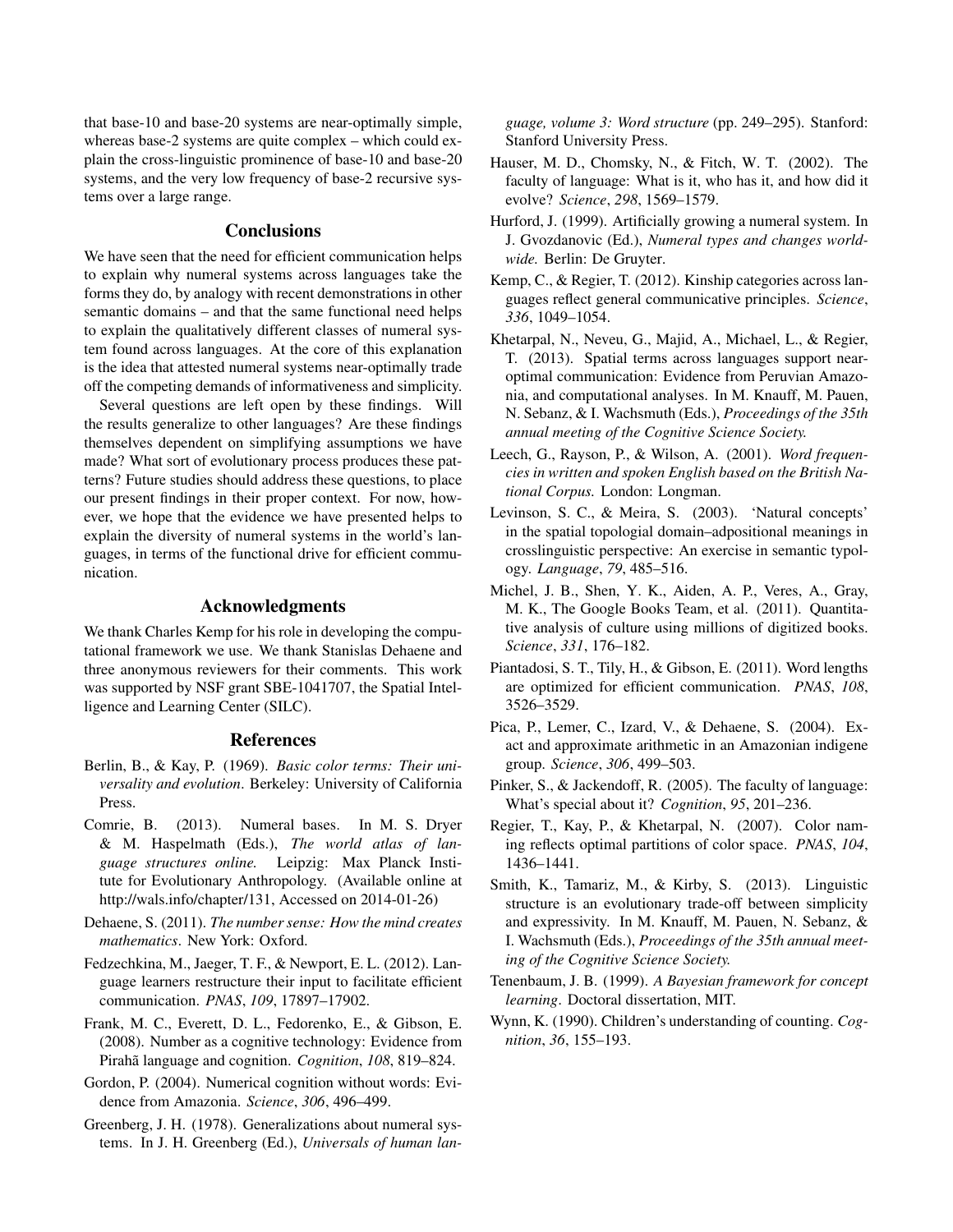that base-10 and base-20 systems are near-optimally simple, whereas base-2 systems are quite complex – which could explain the cross-linguistic prominence of base-10 and base-20 systems, and the very low frequency of base-2 recursive systems over a large range.

## Conclusions

We have seen that the need for efficient communication helps to explain why numeral systems across languages take the forms they do, by analogy with recent demonstrations in other semantic domains – and that the same functional need helps to explain the qualitatively different classes of numeral system found across languages. At the core of this explanation is the idea that attested numeral systems near-optimally trade off the competing demands of informativeness and simplicity.

Several questions are left open by these findings. Will the results generalize to other languages? Are these findings themselves dependent on simplifying assumptions we have made? What sort of evolutionary process produces these patterns? Future studies should address these questions, to place our present findings in their proper context. For now, however, we hope that the evidence we have presented helps to explain the diversity of numeral systems in the world's languages, in terms of the functional drive for efficient communication.

## Acknowledgments

We thank Charles Kemp for his role in developing the computational framework we use. We thank Stanislas Dehaene and three anonymous reviewers for their comments. This work was supported by NSF grant SBE-1041707, the Spatial Intelligence and Learning Center (SILC).

## References

Berlin, B., & Kay, P. (1969). *Basic color terms: Their universality and evolution*. Berkeley: University of California Press.

Comrie, B. (2013). Numeral bases. In M. S. Dryer & M. Haspelmath (Eds.), *The world atlas of language structures online.* Leipzig: Max Planck Institute for Evolutionary Anthropology. (Available online at http://wals.info/chapter/131, Accessed on 2014-01-26)

Dehaene, S. (2011). *The number sense: How the mind creates mathematics*. New York: Oxford.

Fedzechkina, M., Jaeger, T. F., & Newport, E. L. (2012). Language learners restructure their input to facilitate efficient communication. *PNAS*, *109*, 17897–17902.

Frank, M. C., Everett, D. L., Fedorenko, E., & Gibson, E. (2008). Number as a cognitive technology: Evidence from Pirahã language and cognition. *Cognition*, *108*, 819–824.

Gordon, P. (2004). Numerical cognition without words: Evidence from Amazonia. *Science*, *306*, 496–499.

Greenberg, J. H. (1978). Generalizations about numeral systems. In J. H. Greenberg (Ed.), *Universals of human language, volume 3: Word structure* (pp. 249–295). Stanford: Stanford University Press.

Hauser, M. D., Chomsky, N., & Fitch, W. T. (2002). The faculty of language: What is it, who has it, and how did it evolve? *Science*, *298*, 1569–1579.

Hurford, J. (1999). Artificially growing a numeral system. In J. Gvozdanovic (Ed.), *Numeral types and changes worldwide.* Berlin: De Gruyter.

Kemp, C., & Regier, T. (2012). Kinship categories across languages reflect general communicative principles. *Science*, *336*, 1049–1054.

Khetarpal, N., Neveu, G., Majid, A., Michael, L., & Regier, T. (2013). Spatial terms across languages support near-optimal communication: Evidence from Peruvian Amazonia, and computational analyses. In M. Knauff, M. Pauen, N. Sebanz, & I. Wachsmuth (Eds.), *Proceedings of the 35th annual meeting of the Cognitive Science Society.*

Leech, G., Rayson, P., & Wilson, A. (2001). *Word frequencies in written and spoken English based on the British National Corpus.* London: Longman.

Levinson, S. C., & Meira, S. (2003). 'Natural concepts' in the spatial topologial domain–adpositional meanings in crosslinguistic perspective: An exercise in semantic typology. *Language*, *79*, 485–516.

Michel, J. B., Shen, Y. K., Aiden, A. P., Veres, A., Gray, M. K., The Google Books Team, et al. (2011). Quantitative analysis of culture using millions of digitized books. *Science*, *331*, 176–182.

Piantadosi, S. T., Tily, H., & Gibson, E. (2011). Word lengths are optimized for efficient communication. *PNAS*, *108*, 3526–3529.

Pica, P., Lemer, C., Izard, V., & Dehaene, S. (2004). Exact and approximate arithmetic in an Amazonian indigene group. *Science*, *306*, 499–503.

Pinker, S., & Jackendoff, R. (2005). The faculty of language: What's special about it? *Cognition*, *95*, 201–236.

Regier, T., Kay, P., & Khetarpal, N. (2007). Color naming reflects optimal partitions of color space. *PNAS*, *104*, 1436–1441.

Smith, K., Tamariz, M., & Kirby, S. (2013). Linguistic structure is an evolutionary trade-off between simplicity and expressivity. In M. Knauff, M. Pauen, N. Sebanz, & I. Wachsmuth (Eds.), *Proceedings of the 35th annual meeting of the Cognitive Science Society.*

Tenenbaum, J. B. (1999). *A Bayesian framework for concept learning*. Doctoral dissertation, MIT.

Wynn, K. (1990). Children's understanding of counting. *Cognition*, *36*, 155–193.